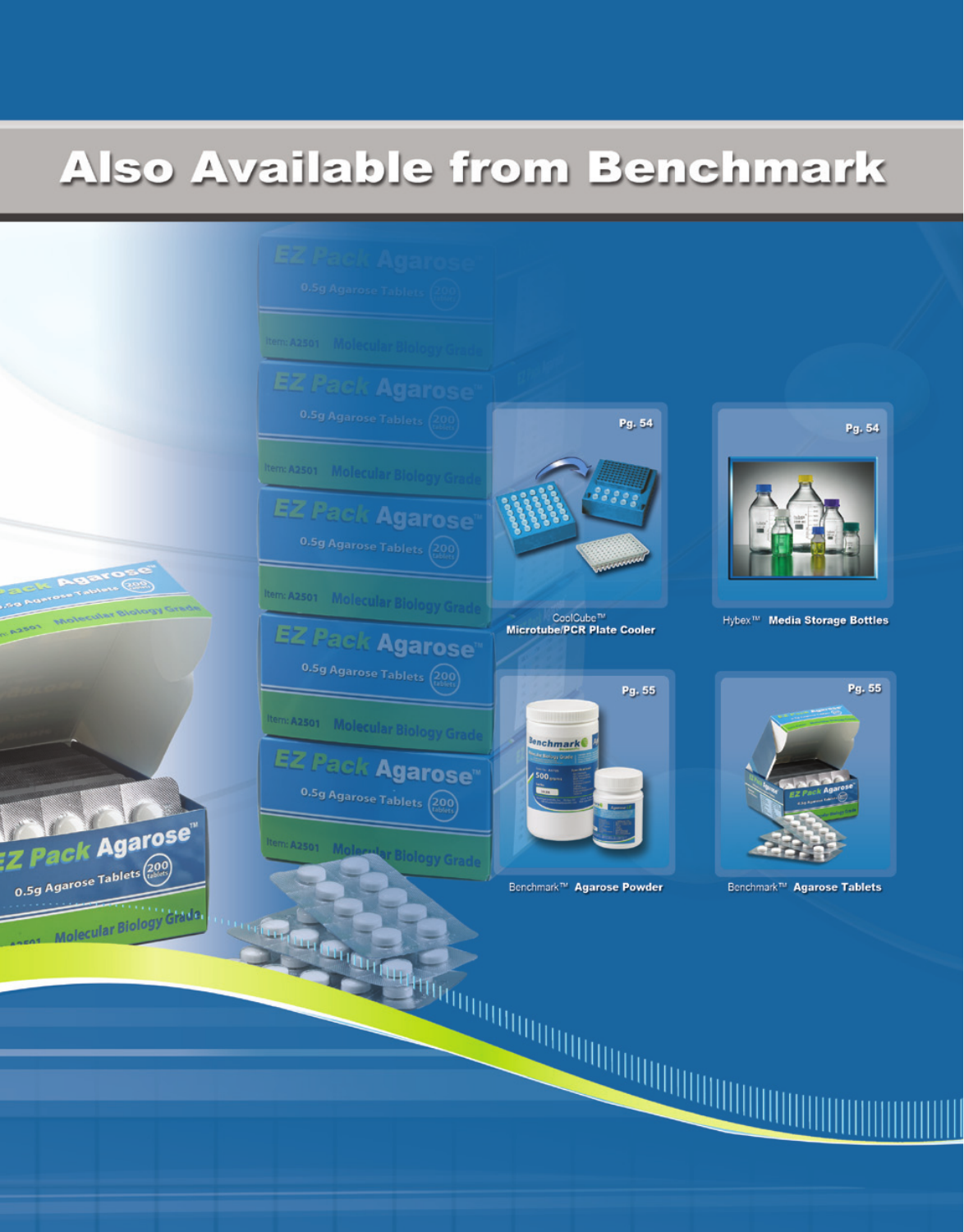# Also Available from Benchmark

Pg. 54

CoolCube™ **Microtube/PCR Plate Cooler**

Pg. 54

Hybex™ **Media Storage Bottles**

Pg. 55

Benchmark™ **Agarose Powder**

Pg. 55

Benchmark™ **Agarose Tablets**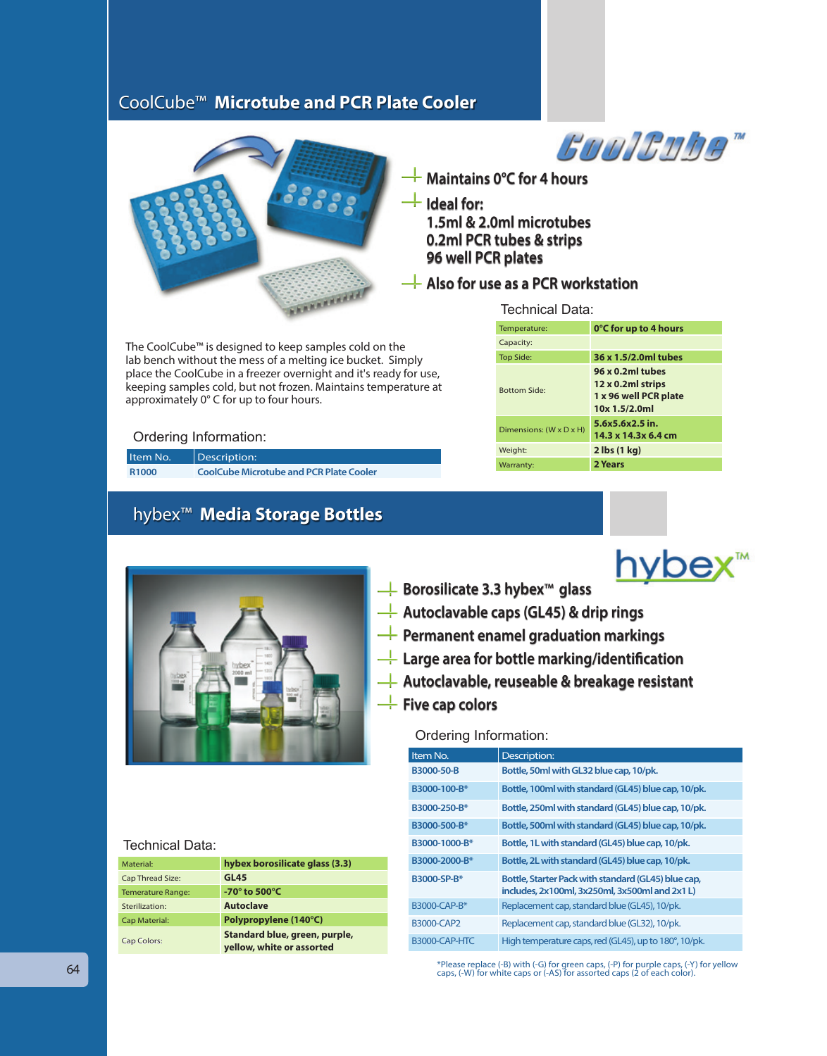## CoolCube™ Microtube and PCR Plate Cooler

CoolCube™

- Maintains 0°C for 4 hours
- Ideal for:
  1.5ml & 2.0ml microtubes
  0.2ml PCR tubes & strips
  96 well PCR plates
- Also for use as a PCR workstation

The CoolCube™ is designed to keep samples cold on the lab bench without the mess of a melting ice bucket. Simply place the CoolCube in a freezer overnight and it's ready for use, keeping samples cold, but not frozen. Maintains temperature at approximately 0° C for up to four hours.

### Technical Data:

| | |
|---|---|
| Temperature: | 0°C for up to 4 hours |
| Capacity: | |
| Top Side: | 36 x 1.5/2.0ml tubes |
| Bottom Side: | 96 x 0.2ml tubes<br>12 x 0.2ml strips<br>1 x 96 well PCR plate<br>10x 1.5/2.0ml |
| Dimensions: (W x D x H) | 5.6x5.6x2.5 in.<br>14.3 x 14.3x 6.4 cm |
| Weight: | 2 lbs (1 kg) |
| Warranty: | 2 Years |

### Ordering Information:

| Item No. | Description: |
|---|---|
| R1000 | CoolCube Microtube and PCR Plate Cooler |

## hybex™ Media Storage Bottles

hybex™

- Borosilicate 3.3 hybex™ glass
- Autoclavable caps (GL45) & drip rings
- Permanent enamel graduation markings
- Large area for bottle marking/identification
- Autoclavable, reuseable & breakage resistant
- Five cap colors

### Ordering Information:

| Item No. | Description: |
|---|---|
| B3000-50-B | Bottle, 50ml with GL32 blue cap, 10/pk. |
| B3000-100-B* | Bottle, 100ml with standard (GL45) blue cap, 10/pk. |
| B3000-250-B* | Bottle, 250ml with standard (GL45) blue cap, 10/pk. |
| B3000-500-B* | Bottle, 500ml with standard (GL45) blue cap, 10/pk. |
| B3000-1000-B* | Bottle, 1L with standard (GL45) blue cap, 10/pk. |
| B3000-2000-B* | Bottle, 2L with standard (GL45) blue cap, 10/pk. |
| B3000-SP-B* | Bottle, Starter Pack with standard (GL45) blue cap, includes, 2x100ml, 3x250ml, 3x500ml and 2x1 L) |
| B3000-CAP-B* | Replacement cap, standard blue (GL45), 10/pk. |
| B3000-CAP2 | Replacement cap, standard blue (GL32), 10/pk. |
| B3000-CAP-HTC | High temperature caps, red (GL45), up to 180°, 10/pk. |

*Please replace (-B) with (-G) for green caps, (-P) for purple caps, (-Y) for yellow caps, (-W) for white caps or (-AS) for assorted caps (2 of each color).

### Technical Data:

| | |
|---|---|
| Material: | hybex borosilicate glass (3.3) |
| Cap Thread Size: | GL45 |
| Temerature Range: | -70° to 500°C |
| Sterilization: | Autoclave |
| Cap Material: | Polypropylene (140°C) |
| Cap Colors: | Standard blue, green, purple, yellow, white or assorted |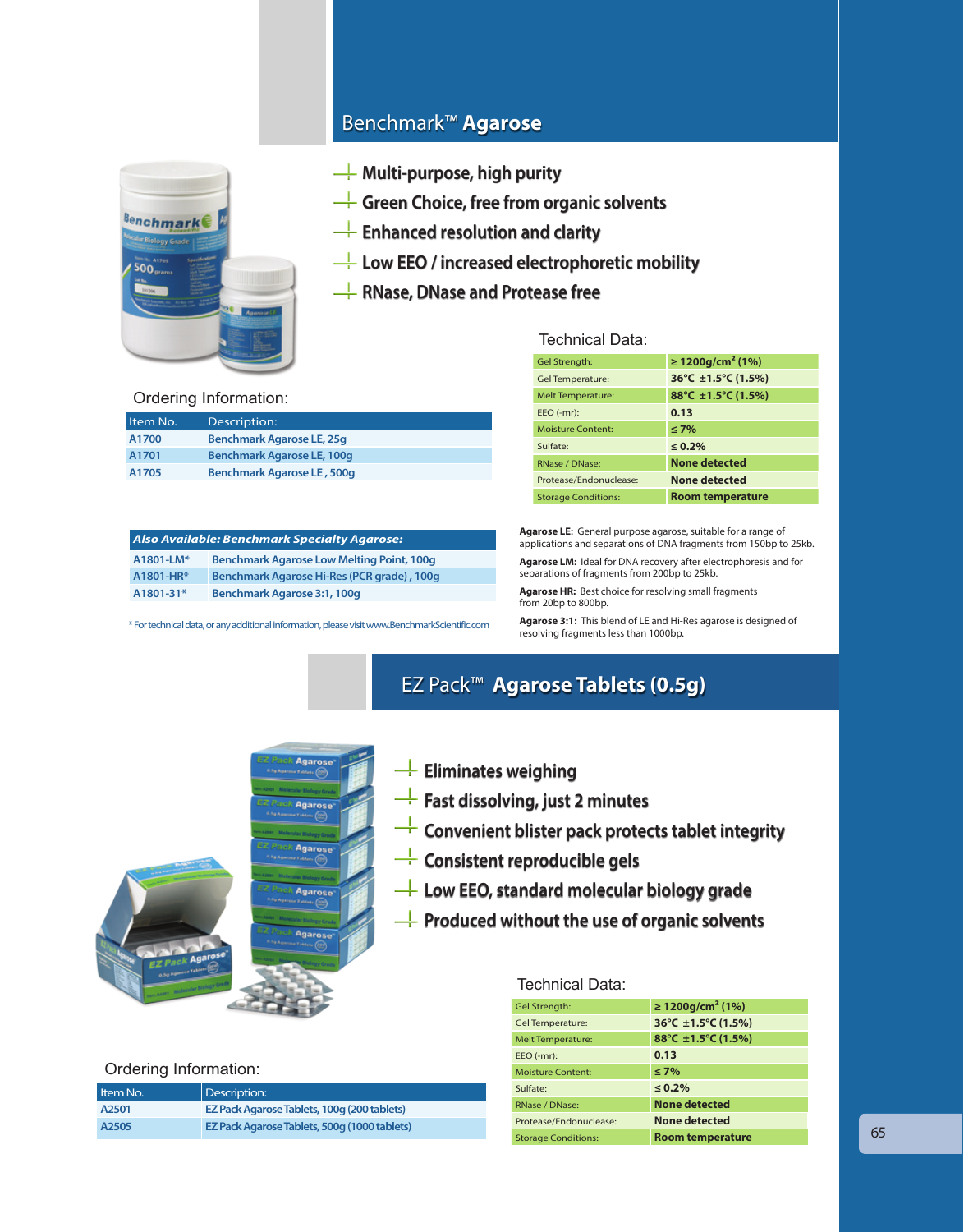## Benchmark™ **Agarose**

- Multi-purpose, high purity
- Green Choice, free from organic solvents
- Enhanced resolution and clarity
- Low EEO / increased electrophoretic mobility
- RNase, DNase and Protease free

Technical Data:

| | |
|---|---|
| Gel Strength: | ≥ 1200g/cm$^2$ (1%) |
| Gel Temperature: | 36°C ±1.5°C (1.5%) |
| Melt Temperature: | 88°C ±1.5°C (1.5%) |
| EEO (-mr): | 0.13 |
| Moisture Content: | ≤ 7% |
| Sulfate: | ≤ 0.2% |
| RNase / DNase: | None detected |
| Protease/Endonuclease: | None detected |
| Storage Conditions: | Room temperature |

Ordering Information:

| Item No. | Description: |
|---|---|
| A1700 | Benchmark Agarose LE, 25g |
| A1701 | Benchmark Agarose LE, 100g |
| A1705 | Benchmark Agarose LE , 500g |

| *Also Available: Benchmark Specialty Agarose:* | |
|---|---|
| A1801-LM* | Benchmark Agarose Low Melting Point, 100g |
| A1801-HR* | Benchmark Agarose Hi-Res (PCR grade) , 100g |
| A1801-31* | Benchmark Agarose 3:1, 100g |

* For technical data, or any additional information, please visit www.BenchmarkScientific.com

**Agarose LE:** General purpose agarose, suitable for a range of applications and separations of DNA fragments from 150bp to 25kb.

**Agarose LM:** Ideal for DNA recovery after electrophoresis and for separations of fragments from 200bp to 25kb.

**Agarose HR:** Best choice for resolving small fragments from 20bp to 800bp.

**Agarose 3:1:** This blend of LE and Hi-Res agarose is designed of resolving fragments less than 1000bp.

## EZ Pack™ **Agarose Tablets (0.5g)**

- Eliminates weighing
- Fast dissolving, just 2 minutes
- Convenient blister pack protects tablet integrity
- Consistent reproducible gels
- Low EEO, standard molecular biology grade
- Produced without the use of organic solvents

Technical Data:

| | |
|---|---|
| Gel Strength: | ≥ 1200g/cm$^2$ (1%) |
| Gel Temperature: | 36°C ±1.5°C (1.5%) |
| Melt Temperature: | 88°C ±1.5°C (1.5%) |
| EEO (-mr): | 0.13 |
| Moisture Content: | ≤ 7% |
| Sulfate: | ≤ 0.2% |
| RNase / DNase: | None detected |
| Protease/Endonuclease: | None detected |
| Storage Conditions: | Room temperature |

Ordering Information:

| Item No. | Description: |
|---|---|
| A2501 | EZ Pack Agarose Tablets, 100g (200 tablets) |
| A2505 | EZ Pack Agarose Tablets, 500g (1000 tablets) |